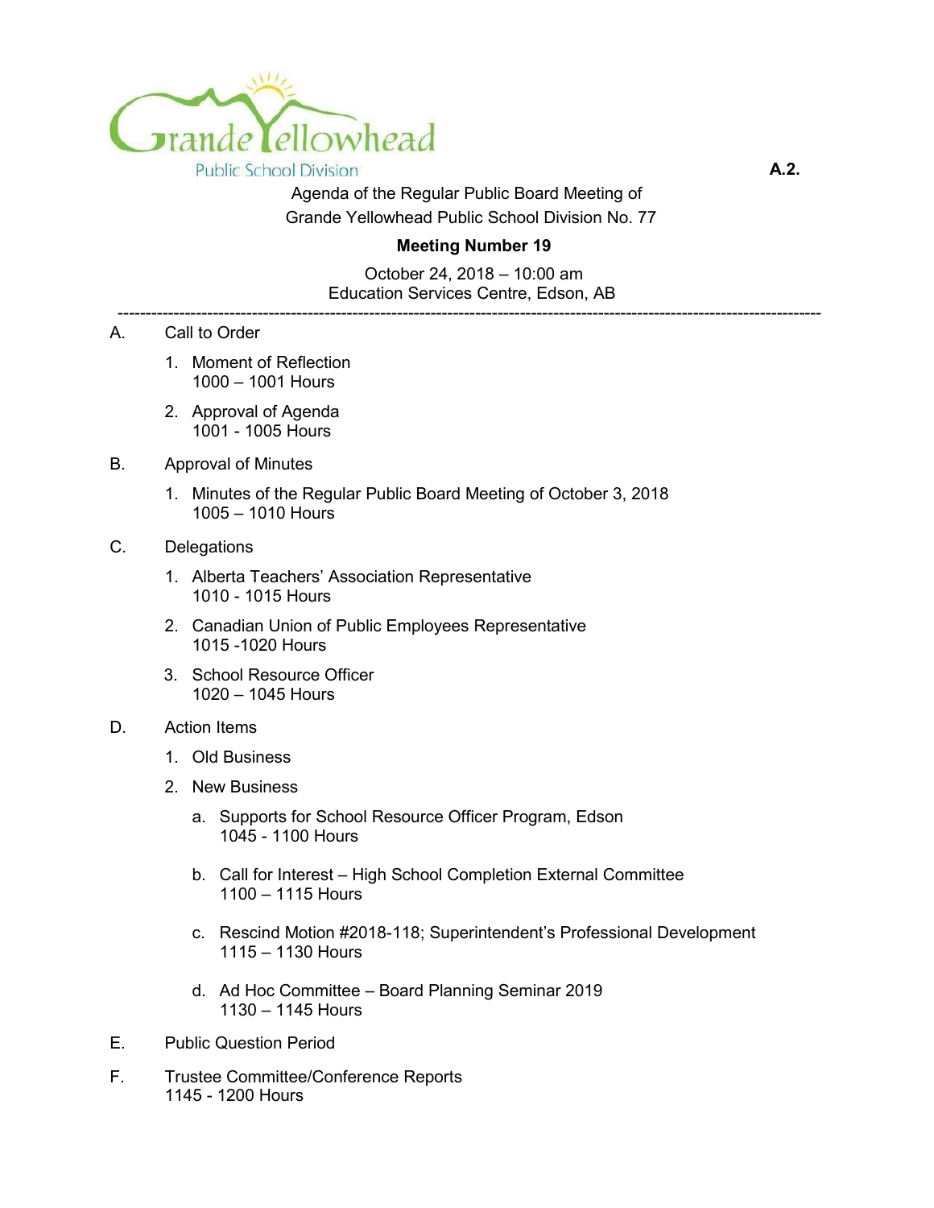Grande Yellowhead
Public School Division

**A.2.**

Agenda of the Regular Public Board Meeting of
Grande Yellowhead Public School Division No. 77

**Meeting Number 19**

October 24, 2018 – 10:00 am
Education Services Centre, Edson, AB

---

A. Call to Order

1. Moment of Reflection
   1000 – 1001 Hours

2. Approval of Agenda
   1001 - 1005 Hours

B. Approval of Minutes

1. Minutes of the Regular Public Board Meeting of October 3, 2018
   1005 – 1010 Hours

C. Delegations

1. Alberta Teachers' Association Representative
   1010 - 1015 Hours

2. Canadian Union of Public Employees Representative
   1015 -1020 Hours

3. School Resource Officer
   1020 – 1045 Hours

D. Action Items

1. Old Business

2. New Business

   a. Supports for School Resource Officer Program, Edson
      1045 - 1100 Hours

   b. Call for Interest – High School Completion External Committee
      1100 – 1115 Hours

   c. Rescind Motion #2018-118; Superintendent's Professional Development
      1115 – 1130 Hours

   d. Ad Hoc Committee – Board Planning Seminar 2019
      1130 – 1145 Hours

E. Public Question Period

F. Trustee Committee/Conference Reports
   1145 - 1200 Hours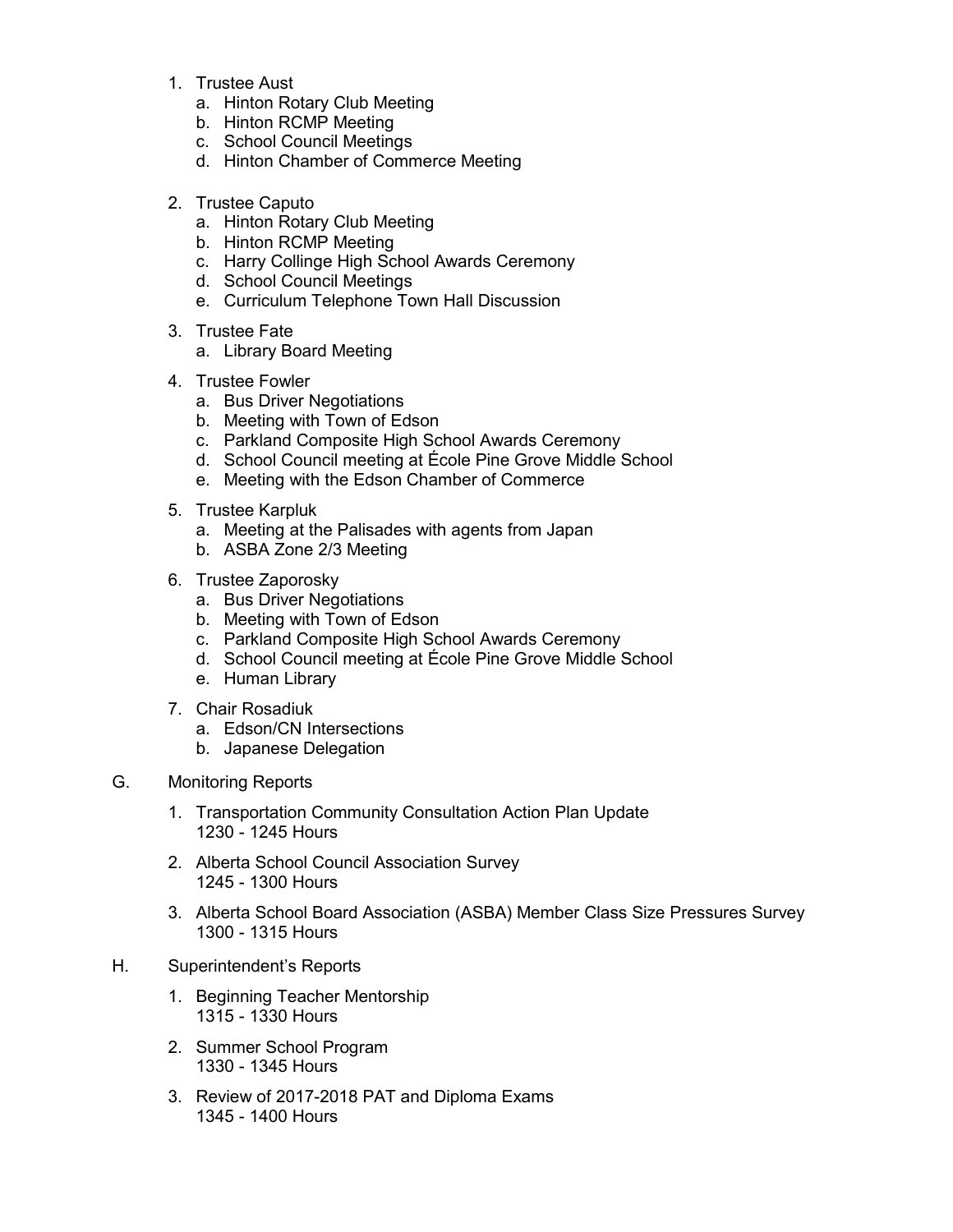1. Trustee Aust
    a. Hinton Rotary Club Meeting
    b. Hinton RCMP Meeting
    c. School Council Meetings
    d. Hinton Chamber of Commerce Meeting

2. Trustee Caputo
    a. Hinton Rotary Club Meeting
    b. Hinton RCMP Meeting
    c. Harry Collinge High School Awards Ceremony
    d. School Council Meetings
    e. Curriculum Telephone Town Hall Discussion

3. Trustee Fate
    a. Library Board Meeting

4. Trustee Fowler
    a. Bus Driver Negotiations
    b. Meeting with Town of Edson
    c. Parkland Composite High School Awards Ceremony
    d. School Council meeting at École Pine Grove Middle School
    e. Meeting with the Edson Chamber of Commerce

5. Trustee Karpluk
    a. Meeting at the Palisades with agents from Japan
    b. ASBA Zone 2/3 Meeting

6. Trustee Zaporosky
    a. Bus Driver Negotiations
    b. Meeting with Town of Edson
    c. Parkland Composite High School Awards Ceremony
    d. School Council meeting at École Pine Grove Middle School
    e. Human Library

7. Chair Rosadiuk
    a. Edson/CN Intersections
    b. Japanese Delegation

G. Monitoring Reports

1. Transportation Community Consultation Action Plan Update
   1230 - 1245 Hours

2. Alberta School Council Association Survey
   1245 - 1300 Hours

3. Alberta School Board Association (ASBA) Member Class Size Pressures Survey
   1300 - 1315 Hours

H. Superintendent's Reports

1. Beginning Teacher Mentorship
   1315 - 1330 Hours

2. Summer School Program
   1330 - 1345 Hours

3. Review of 2017-2018 PAT and Diploma Exams
   1345 - 1400 Hours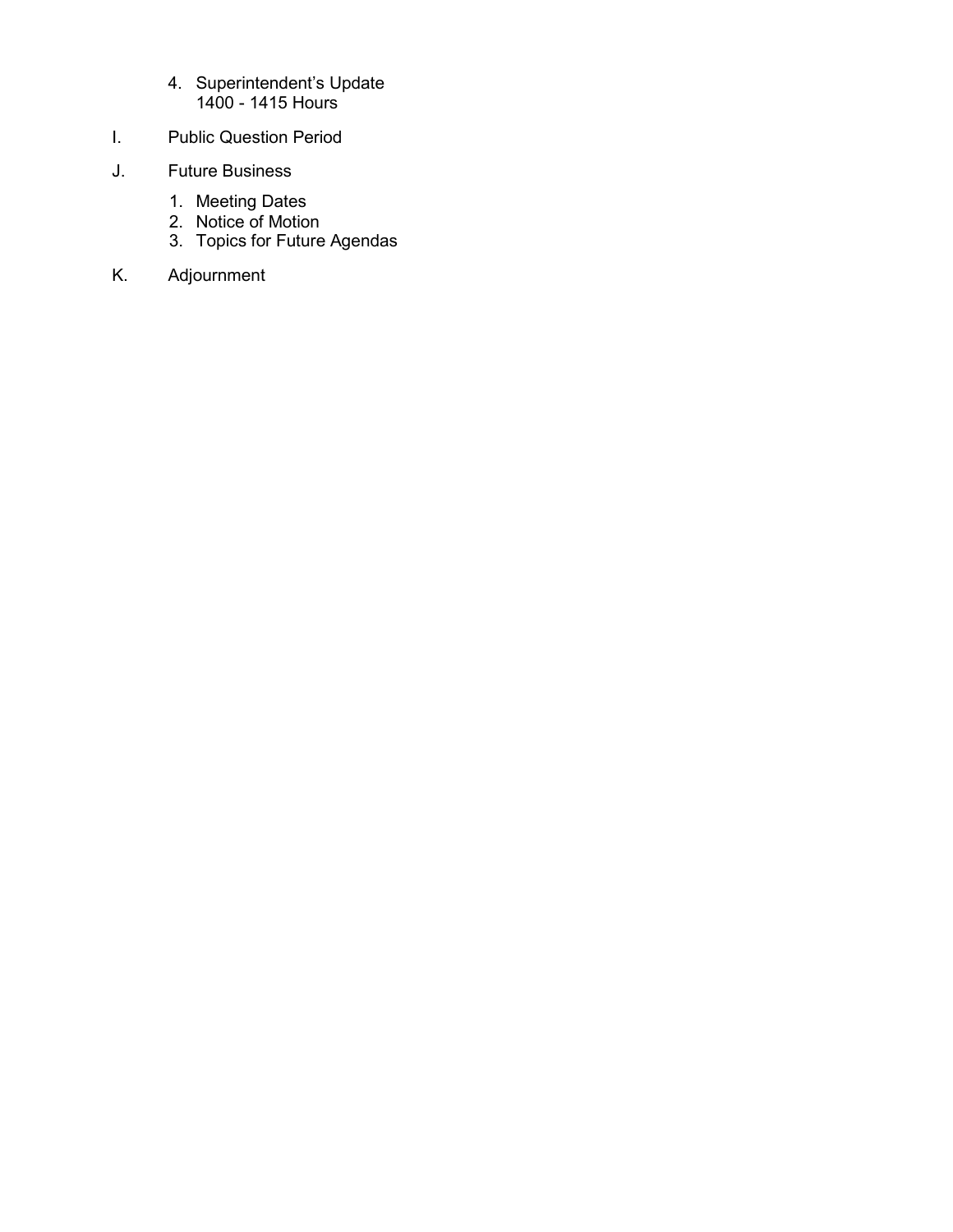4. Superintendent's Update
   1400 - 1415 Hours

I. Public Question Period

J. Future Business

   1. Meeting Dates
   2. Notice of Motion
   3. Topics for Future Agendas

K. Adjournment